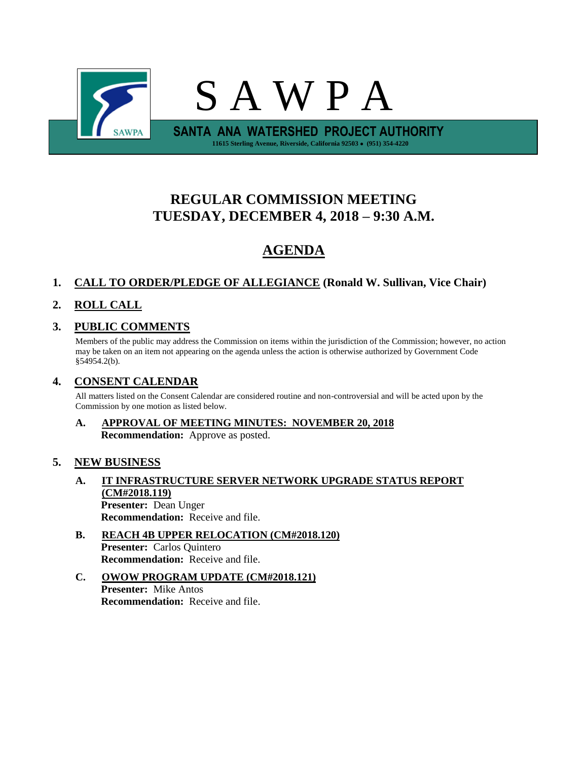# S A W P A

**SANTA ANA WATERSHED PROJECT AUTHORITY**

11615 Sterling Avenue, Riverside, California 92503 • (951) 354-4220

## REGULAR COMMISSION MEETING
## TUESDAY, DECEMBER 4, 2018 – 9:30 A.M.

## AGENDA

### 1. CALL TO ORDER/PLEDGE OF ALLEGIANCE (Ronald W. Sullivan, Vice Chair)

### 2. ROLL CALL

### 3. PUBLIC COMMENTS

Members of the public may address the Commission on items within the jurisdiction of the Commission; however, no action may be taken on an item not appearing on the agenda unless the action is otherwise authorized by Government Code §54954.2(b).

### 4. CONSENT CALENDAR

All matters listed on the Consent Calendar are considered routine and non-controversial and will be acted upon by the Commission by one motion as listed below.

**A. APPROVAL OF MEETING MINUTES: NOVEMBER 20, 2018**
**Recommendation:** Approve as posted.

### 5. NEW BUSINESS

**A. IT INFRASTRUCTURE SERVER NETWORK UPGRADE STATUS REPORT (CM#2018.119)**
**Presenter:** Dean Unger
**Recommendation:** Receive and file.

**B. REACH 4B UPPER RELOCATION (CM#2018.120)**
**Presenter:** Carlos Quintero
**Recommendation:** Receive and file.

**C. OWOW PROGRAM UPDATE (CM#2018.121)**
**Presenter:** Mike Antos
**Recommendation:** Receive and file.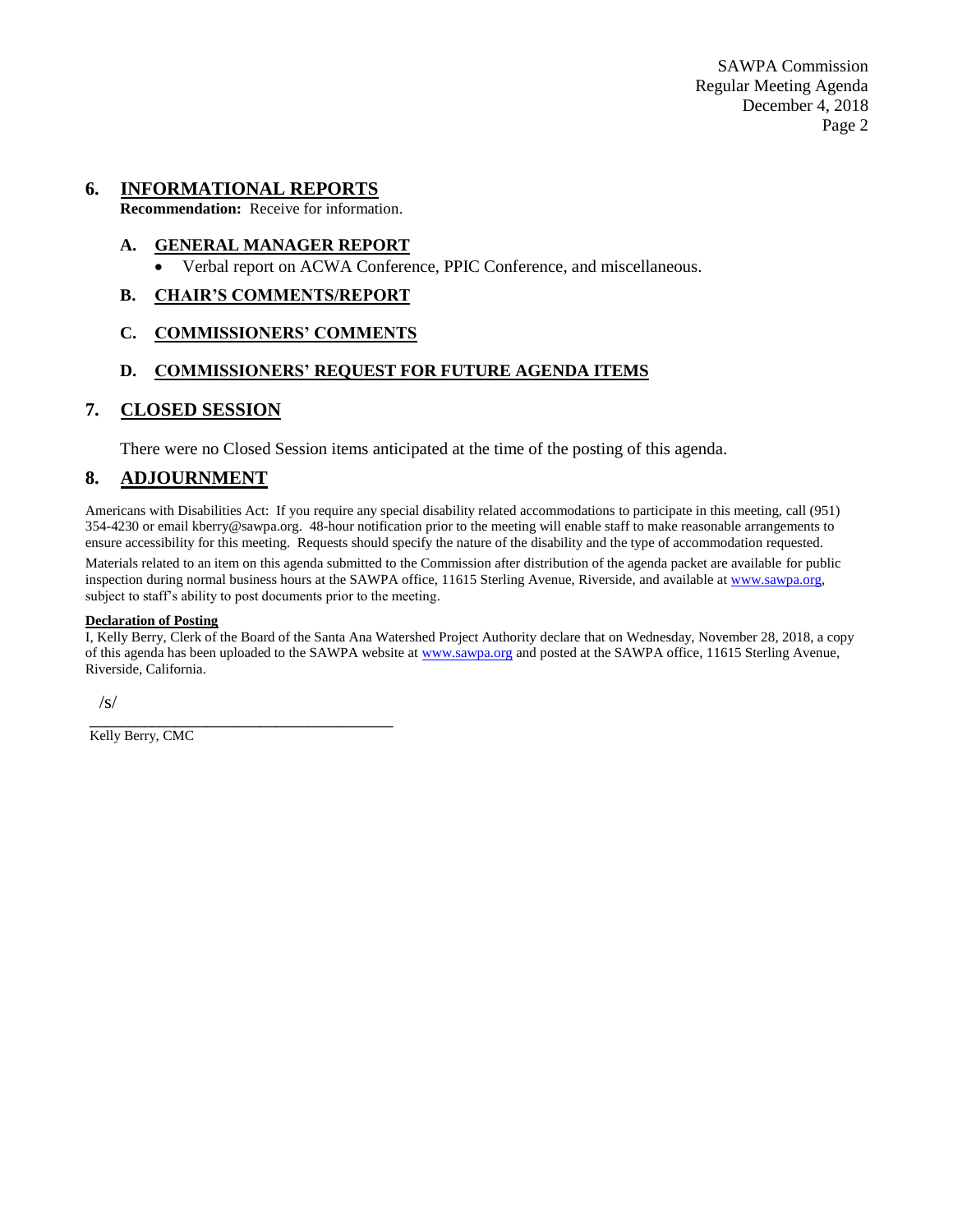## 6. INFORMATIONAL REPORTS

**Recommendation:** Receive for information.

### A. GENERAL MANAGER REPORT

- Verbal report on ACWA Conference, PPIC Conference, and miscellaneous.

### B. CHAIR'S COMMENTS/REPORT

### C. COMMISSIONERS' COMMENTS

### D. COMMISSIONERS' REQUEST FOR FUTURE AGENDA ITEMS

## 7. CLOSED SESSION

There were no Closed Session items anticipated at the time of the posting of this agenda.

## 8. ADJOURNMENT

Americans with Disabilities Act: If you require any special disability related accommodations to participate in this meeting, call (951) 354-4230 or email kberry@sawpa.org. 48-hour notification prior to the meeting will enable staff to make reasonable arrangements to ensure accessibility for this meeting. Requests should specify the nature of the disability and the type of accommodation requested.

Materials related to an item on this agenda submitted to the Commission after distribution of the agenda packet are available for public inspection during normal business hours at the SAWPA office, 11615 Sterling Avenue, Riverside, and available at www.sawpa.org, subject to staff's ability to post documents prior to the meeting.

**Declaration of Posting**

I, Kelly Berry, Clerk of the Board of the Santa Ana Watershed Project Authority declare that on Wednesday, November 28, 2018, a copy of this agenda has been uploaded to the SAWPA website at www.sawpa.org and posted at the SAWPA office, 11615 Sterling Avenue, Riverside, California.

/s/

Kelly Berry, CMC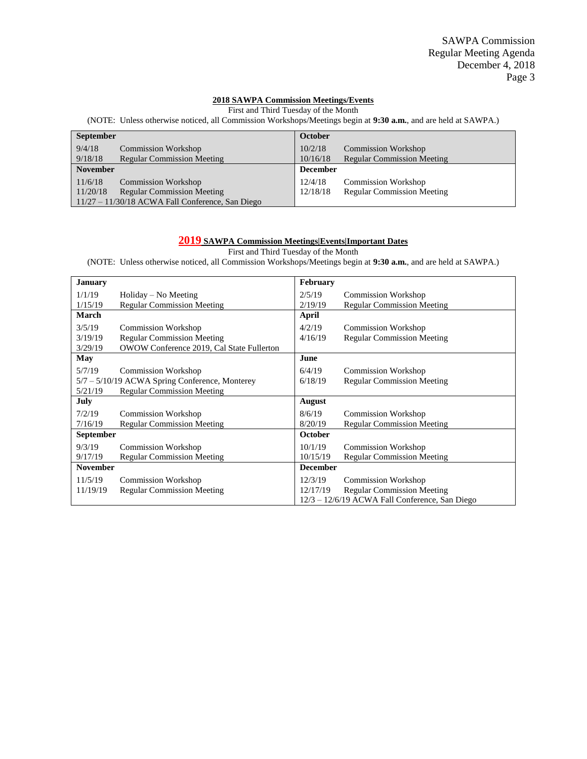**2018 SAWPA Commission Meetings/Events**

First and Third Tuesday of the Month

(NOTE: Unless otherwise noticed, all Commission Workshops/Meetings begin at **9:30 a.m.**, and are held at SAWPA.)

| | |
|---|---|
| **September** | **October** |
| 9/4/18 Commission Workshop<br>9/18/18 Regular Commission Meeting | 10/2/18 Commission Workshop<br>10/16/18 Regular Commission Meeting |
| **November** | **December** |
| 11/6/18 Commission Workshop<br>11/20/18 Regular Commission Meeting<br>11/27 – 11/30/18 ACWA Fall Conference, San Diego | 12/4/18 Commission Workshop<br>12/18/18 Regular Commission Meeting |

**2019 SAWPA Commission Meetings|Events|Important Dates**

First and Third Tuesday of the Month

(NOTE: Unless otherwise noticed, all Commission Workshops/Meetings begin at **9:30 a.m.**, and are held at SAWPA.)

| | |
|---|---|
| **January** | **February** |
| 1/1/19 Holiday – No Meeting<br>1/15/19 Regular Commission Meeting | 2/5/19 Commission Workshop<br>2/19/19 Regular Commission Meeting |
| **March** | **April** |
| 3/5/19 Commission Workshop<br>3/19/19 Regular Commission Meeting<br>3/29/19 OWOW Conference 2019, Cal State Fullerton | 4/2/19 Commission Workshop<br>4/16/19 Regular Commission Meeting |
| **May** | **June** |
| 5/7/19 Commission Workshop<br>5/7 – 5/10/19 ACWA Spring Conference, Monterey<br>5/21/19 Regular Commission Meeting | 6/4/19 Commission Workshop<br>6/18/19 Regular Commission Meeting |
| **July** | **August** |
| 7/2/19 Commission Workshop<br>7/16/19 Regular Commission Meeting | 8/6/19 Commission Workshop<br>8/20/19 Regular Commission Meeting |
| **September** | **October** |
| 9/3/19 Commission Workshop<br>9/17/19 Regular Commission Meeting | 10/1/19 Commission Workshop<br>10/15/19 Regular Commission Meeting |
| **November** | **December** |
| 11/5/19 Commission Workshop<br>11/19/19 Regular Commission Meeting | 12/3/19 Commission Workshop<br>12/17/19 Regular Commission Meeting<br>12/3 – 12/6/19 ACWA Fall Conference, San Diego |